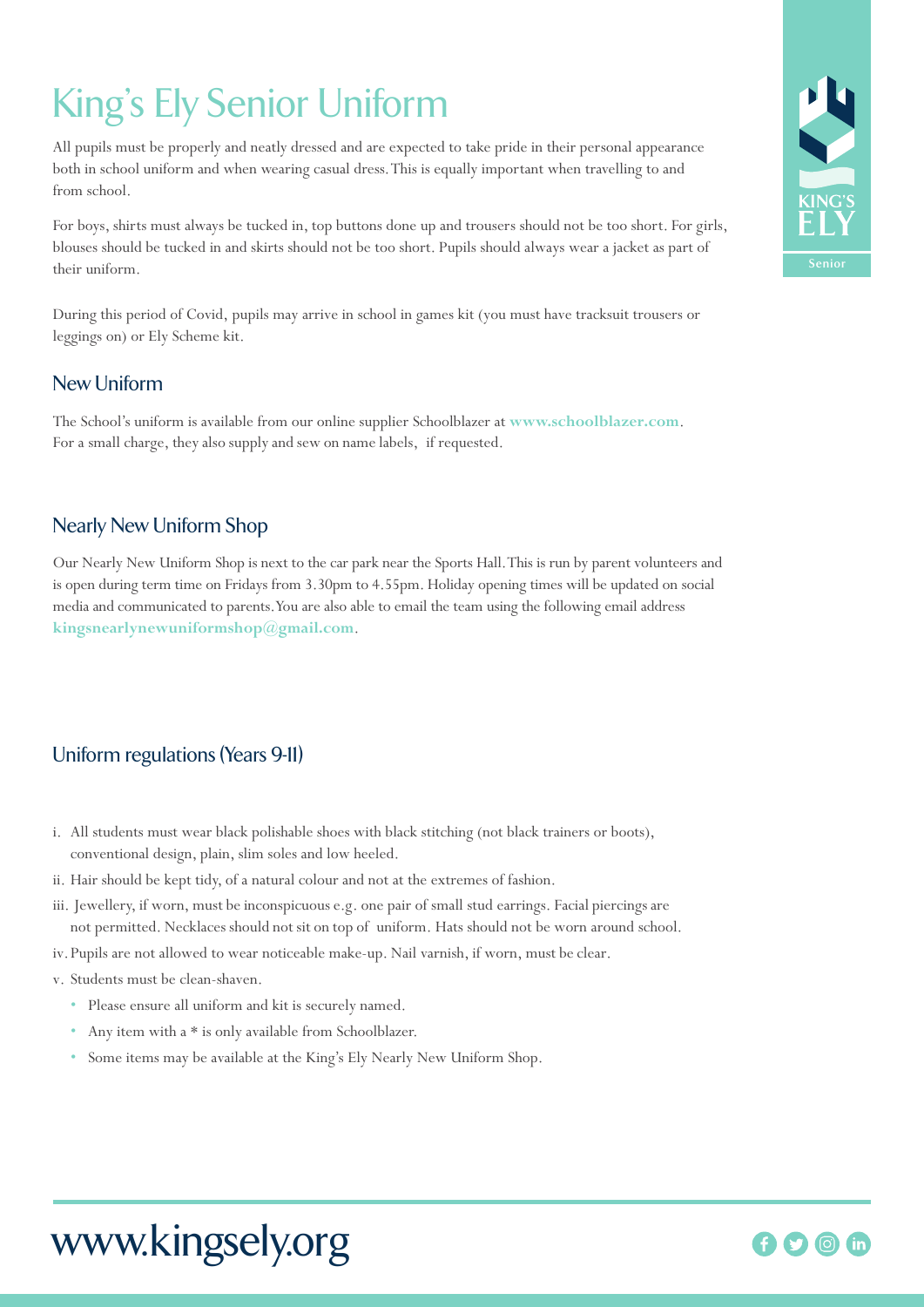# King's Ely Senior Uniform

All pupils must be properly and neatly dressed and are expected to take pride in their personal appearance both in school uniform and when wearing casual dress. This is equally important when travelling to and from school.

For boys, shirts must always be tucked in, top buttons done up and trousers should not be too short. For girls, blouses should be tucked in and skirts should not be too short. Pupils should always wear a jacket as part of their uniform.

During this period of Covid, pupils may arrive in school in games kit (you must have tracksuit trousers or leggings on) or Ely Scheme kit.

## New Uniform

The School's uniform is available from our online supplier Schoolblazer at **www.schoolblazer.com**. For a small charge, they also supply and sew on name labels, if requested.

## Nearly New Uniform Shop

Our Nearly New Uniform Shop is next to the car park near the Sports Hall. This is run by parent volunteers and is open during term time on Fridays from 3.30pm to 4.55pm. Holiday opening times will be updated on social media and communicated to parents. You are also able to email the team using the following email address **kingsnearlynewuniformshop@gmail.com**.

## Uniform regulations (Years 9-11)

i. All students must wear black polishable shoes with black stitching (not black trainers or boots), conventional design, plain, slim soles and low heeled.

ii. Hair should be kept tidy, of a natural colour and not at the extremes of fashion.

iii. Jewellery, if worn, must be inconspicuous e.g. one pair of small stud earrings. Facial piercings are not permitted. Necklaces should not sit on top of uniform. Hats should not be worn around school.

iv. Pupils are not allowed to wear noticeable make-up. Nail varnish, if worn, must be clear.

v. Students must be clean-shaven.

- Please ensure all uniform and kit is securely named.
- Any item with a * is only available from Schoolblazer.
- Some items may be available at the King's Ely Nearly New Uniform Shop.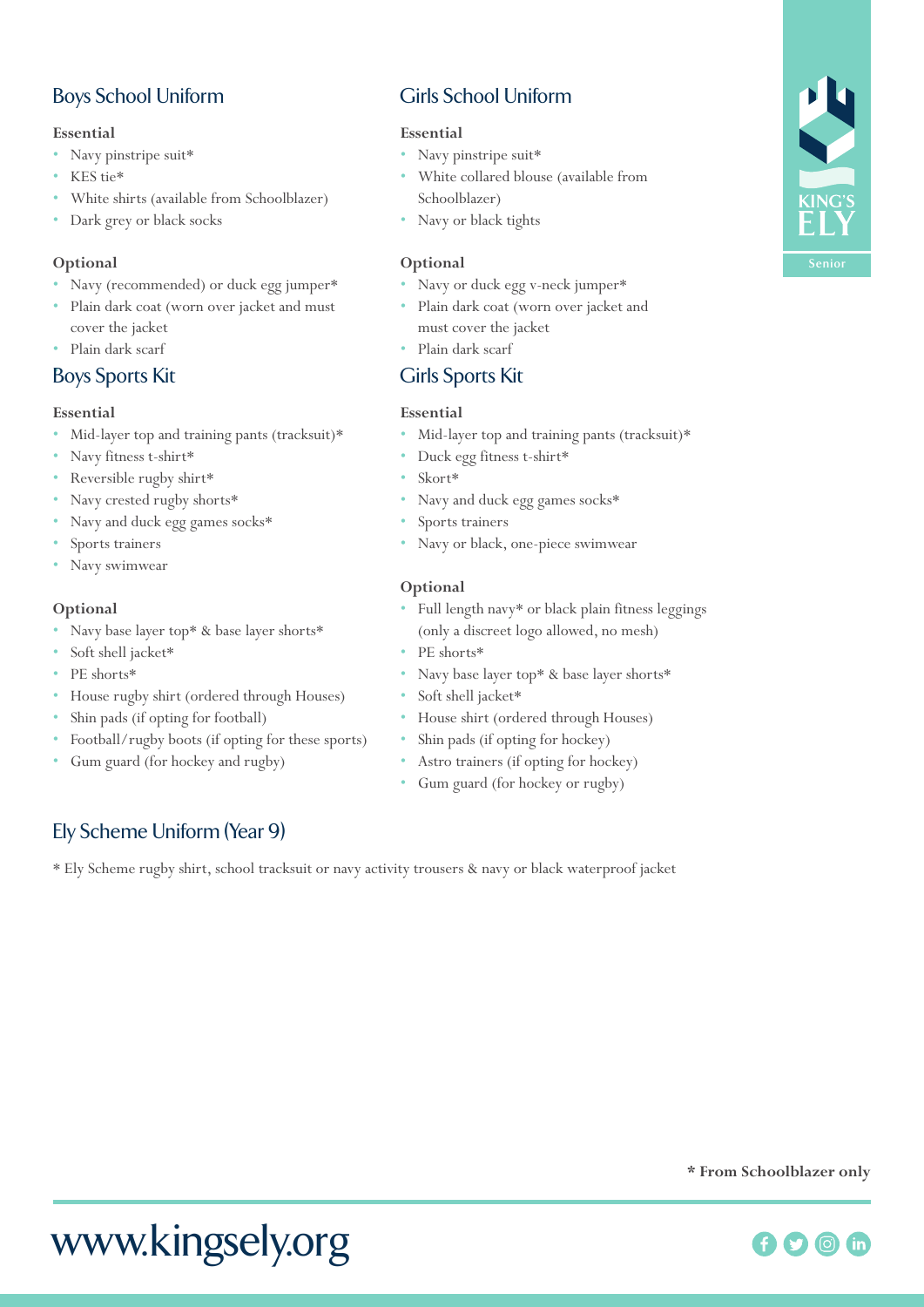## Boys School Uniform

**Essential**

- Navy pinstripe suit*
- KES tie*
- White shirts (available from Schoolblazer)
- Dark grey or black socks

**Optional**

- Navy (recommended) or duck egg jumper*
- Plain dark coat (worn over jacket and must cover the jacket
- Plain dark scarf

## Boys Sports Kit

**Essential**

- Mid-layer top and training pants (tracksuit)*
- Navy fitness t-shirt*
- Reversible rugby shirt*
- Navy crested rugby shorts*
- Navy and duck egg games socks*
- Sports trainers
- Navy swimwear

**Optional**

- Navy base layer top* & base layer shorts*
- Soft shell jacket*
- PE shorts*
- House rugby shirt (ordered through Houses)
- Shin pads (if opting for football)
- Football/rugby boots (if opting for these sports)
- Gum guard (for hockey and rugby)

## Girls School Uniform

**Essential**

- Navy pinstripe suit*
- White collared blouse (available from Schoolblazer)
- Navy or black tights

**Optional**

- Navy or duck egg v-neck jumper*
- Plain dark coat (worn over jacket and must cover the jacket
- Plain dark scarf

## Girls Sports Kit

**Essential**

- Mid-layer top and training pants (tracksuit)*
- Duck egg fitness t-shirt*
- Skort*
- Navy and duck egg games socks*
- Sports trainers
- Navy or black, one-piece swimwear

**Optional**

- Full length navy* or black plain fitness leggings (only a discreet logo allowed, no mesh)
- PE shorts*
- Navy base layer top* & base layer shorts*
- Soft shell jacket*
- House shirt (ordered through Houses)
- Shin pads (if opting for hockey)
- Astro trainers (if opting for hockey)
- Gum guard (for hockey or rugby)

## Ely Scheme Uniform (Year 9)

* Ely Scheme rugby shirt, school tracksuit or navy activity trousers & navy or black waterproof jacket

**\* From Schoolblazer only**

www.kingsely.org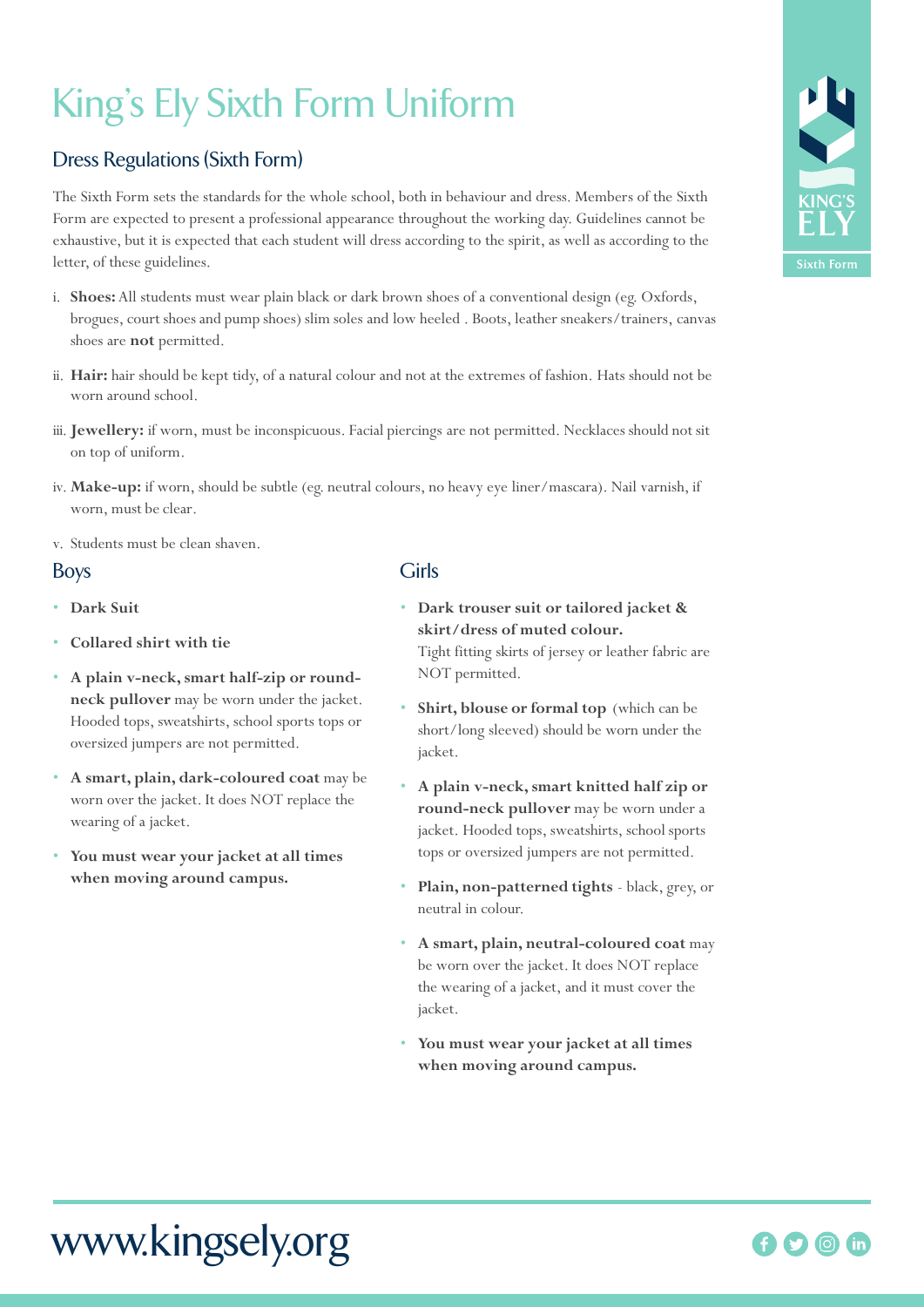# King's Ely Sixth Form Uniform

## Dress Regulations (Sixth Form)

The Sixth Form sets the standards for the whole school, both in behaviour and dress. Members of the Sixth Form are expected to present a professional appearance throughout the working day. Guidelines cannot be exhaustive, but it is expected that each student will dress according to the spirit, as well as according to the letter, of these guidelines.

i. **Shoes:** All students must wear plain black or dark brown shoes of a conventional design (eg. Oxfords, brogues, court shoes and pump shoes) slim soles and low heeled . Boots, leather sneakers/trainers, canvas shoes are **not** permitted.

ii. **Hair:** hair should be kept tidy, of a natural colour and not at the extremes of fashion. Hats should not be worn around school.

iii. **Jewellery:** if worn, must be inconspicuous. Facial piercings are not permitted. Necklaces should not sit on top of uniform.

iv. **Make-up:** if worn, should be subtle (eg. neutral colours, no heavy eye liner/mascara). Nail varnish, if worn, must be clear.

v. Students must be clean shaven.

## Boys

- **Dark Suit**
- **Collared shirt with tie**
- **A plain v-neck, smart half-zip or round-neck pullover** may be worn under the jacket. Hooded tops, sweatshirts, school sports tops or oversized jumpers are not permitted.
- **A smart, plain, dark-coloured coat** may be worn over the jacket. It does NOT replace the wearing of a jacket.
- **You must wear your jacket at all times when moving around campus.**

## Girls

- **Dark trouser suit or tailored jacket & skirt/dress of muted colour.** Tight fitting skirts of jersey or leather fabric are NOT permitted.
- **Shirt, blouse or formal top** (which can be short/long sleeved) should be worn under the jacket.
- **A plain v-neck, smart knitted half zip or round-neck pullover** may be worn under a jacket. Hooded tops, sweatshirts, school sports tops or oversized jumpers are not permitted.
- **Plain, non-patterned tights** - black, grey, or neutral in colour.
- **A smart, plain, neutral-coloured coat** may be worn over the jacket. It does NOT replace the wearing of a jacket, and it must cover the jacket.
- **You must wear your jacket at all times when moving around campus.**

www.kingsely.org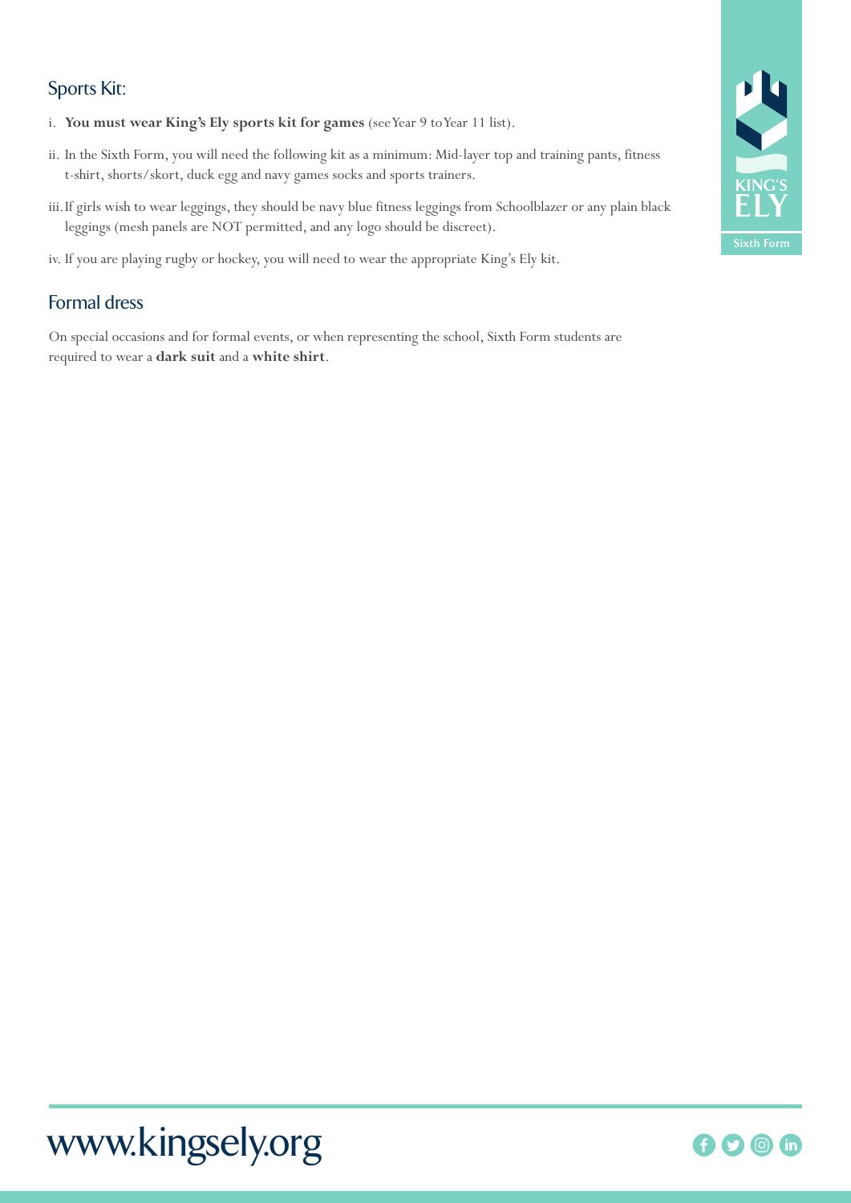## Sports Kit:

i. **You must wear King's Ely sports kit for games** (see Year 9 to Year 11 list).

ii. In the Sixth Form, you will need the following kit as a minimum: Mid-layer top and training pants, fitness t-shirt, shorts/skort, duck egg and navy games socks and sports trainers.

iii. If girls wish to wear leggings, they should be navy blue fitness leggings from Schoolblazer or any plain black leggings (mesh panels are NOT permitted, and any logo should be discreet).

iv. If you are playing rugby or hockey, you will need to wear the appropriate King's Ely kit.

## Formal dress

On special occasions and for formal events, or when representing the school, Sixth Form students are required to wear a **dark suit** and a **white shirt**.